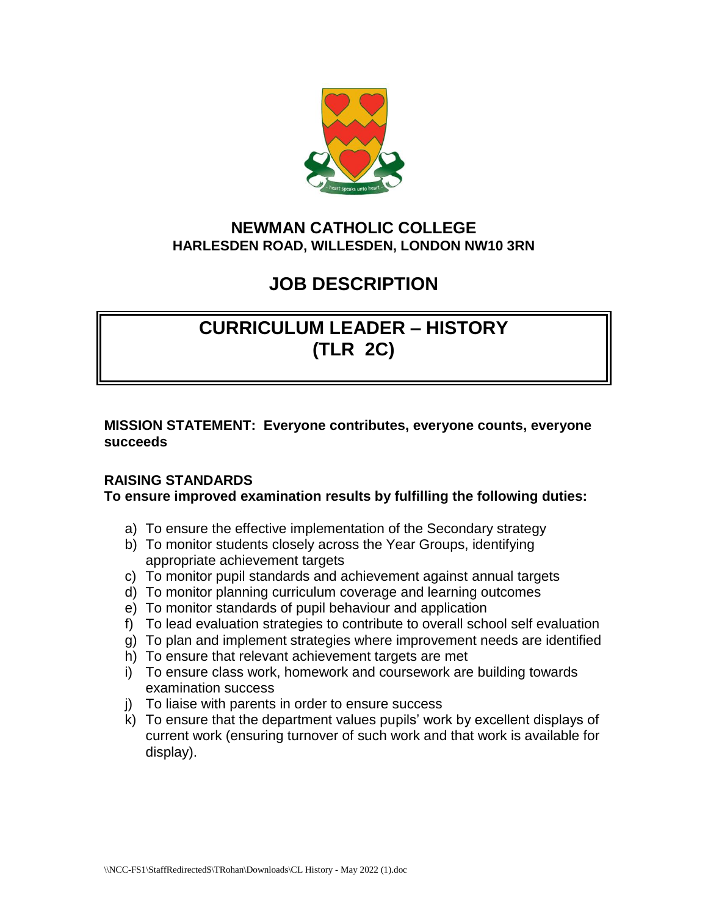**NEWMAN CATHOLIC COLLEGE**
**HARLESDEN ROAD, WILLESDEN, LONDON NW10 3RN**

# JOB DESCRIPTION

## CURRICULUM LEADER – HISTORY (TLR 2C)

**MISSION STATEMENT: Everyone contributes, everyone counts, everyone succeeds**

### RAISING STANDARDS

**To ensure improved examination results by fulfilling the following duties:**

a) To ensure the effective implementation of the Secondary strategy
b) To monitor students closely across the Year Groups, identifying appropriate achievement targets
c) To monitor pupil standards and achievement against annual targets
d) To monitor planning curriculum coverage and learning outcomes
e) To monitor standards of pupil behaviour and application
f) To lead evaluation strategies to contribute to overall school self evaluation
g) To plan and implement strategies where improvement needs are identified
h) To ensure that relevant achievement targets are met
i) To ensure class work, homework and coursework are building towards examination success
j) To liaise with parents in order to ensure success
k) To ensure that the department values pupils' work by excellent displays of current work (ensuring turnover of such work and that work is available for display).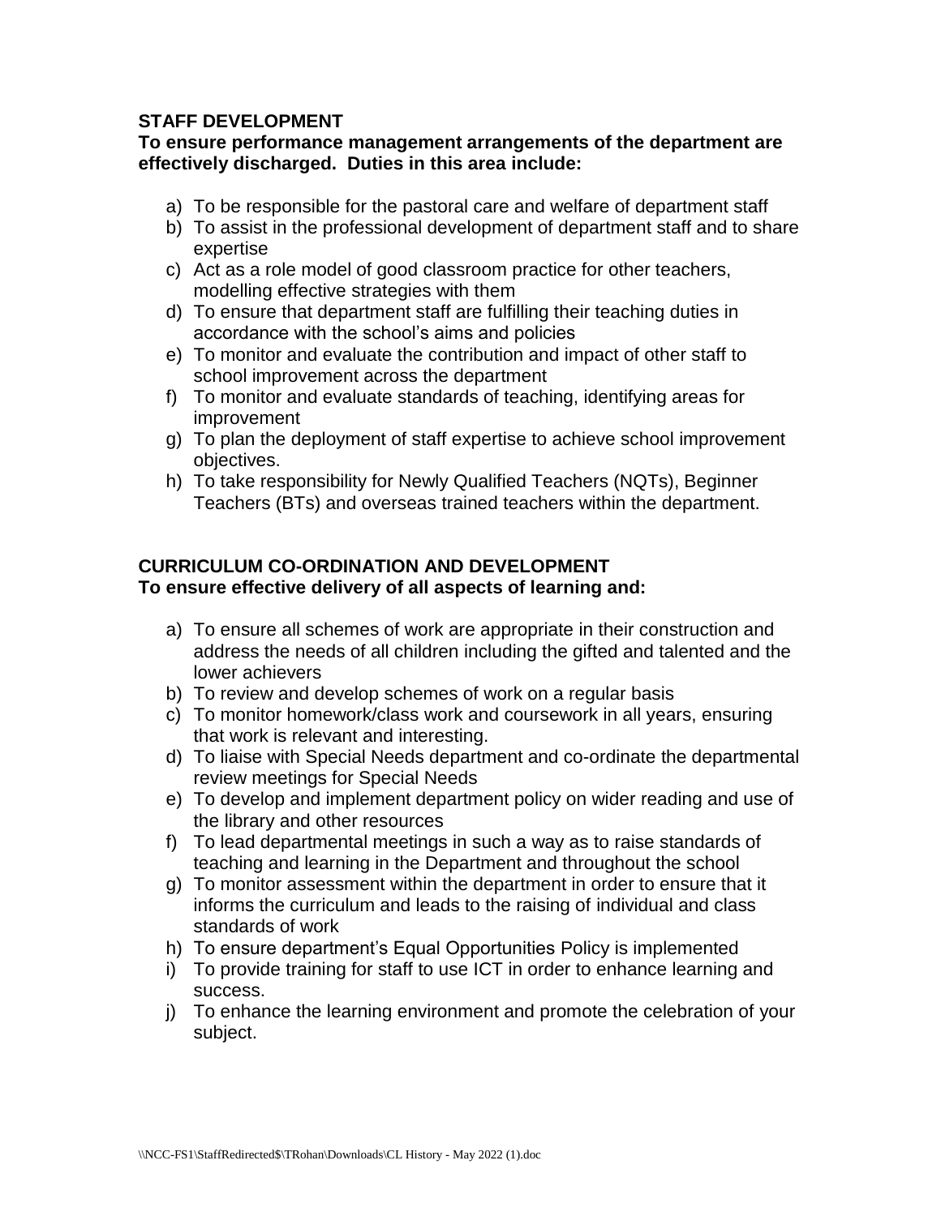**STAFF DEVELOPMENT**

**To ensure performance management arrangements of the department are effectively discharged. Duties in this area include:**

a) To be responsible for the pastoral care and welfare of department staff
b) To assist in the professional development of department staff and to share expertise
c) Act as a role model of good classroom practice for other teachers, modelling effective strategies with them
d) To ensure that department staff are fulfilling their teaching duties in accordance with the school's aims and policies
e) To monitor and evaluate the contribution and impact of other staff to school improvement across the department
f) To monitor and evaluate standards of teaching, identifying areas for improvement
g) To plan the deployment of staff expertise to achieve school improvement objectives.
h) To take responsibility for Newly Qualified Teachers (NQTs), Beginner Teachers (BTs) and overseas trained teachers within the department.

**CURRICULUM CO-ORDINATION AND DEVELOPMENT**

**To ensure effective delivery of all aspects of learning and:**

a) To ensure all schemes of work are appropriate in their construction and address the needs of all children including the gifted and talented and the lower achievers
b) To review and develop schemes of work on a regular basis
c) To monitor homework/class work and coursework in all years, ensuring that work is relevant and interesting.
d) To liaise with Special Needs department and co-ordinate the departmental review meetings for Special Needs
e) To develop and implement department policy on wider reading and use of the library and other resources
f) To lead departmental meetings in such a way as to raise standards of teaching and learning in the Department and throughout the school
g) To monitor assessment within the department in order to ensure that it informs the curriculum and leads to the raising of individual and class standards of work
h) To ensure department's Equal Opportunities Policy is implemented
i) To provide training for staff to use ICT in order to enhance learning and success.
j) To enhance the learning environment and promote the celebration of your subject.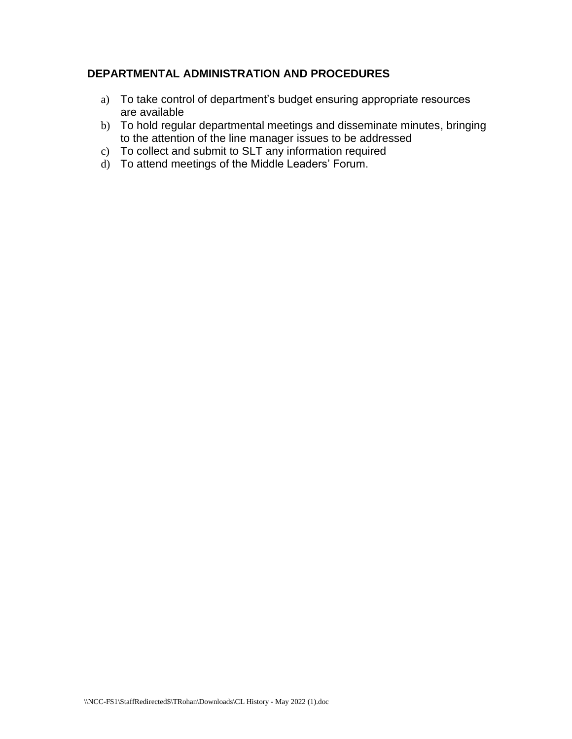## DEPARTMENTAL ADMINISTRATION AND PROCEDURES

a) To take control of department's budget ensuring appropriate resources are available
b) To hold regular departmental meetings and disseminate minutes, bringing to the attention of the line manager issues to be addressed
c) To collect and submit to SLT any information required
d) To attend meetings of the Middle Leaders' Forum.